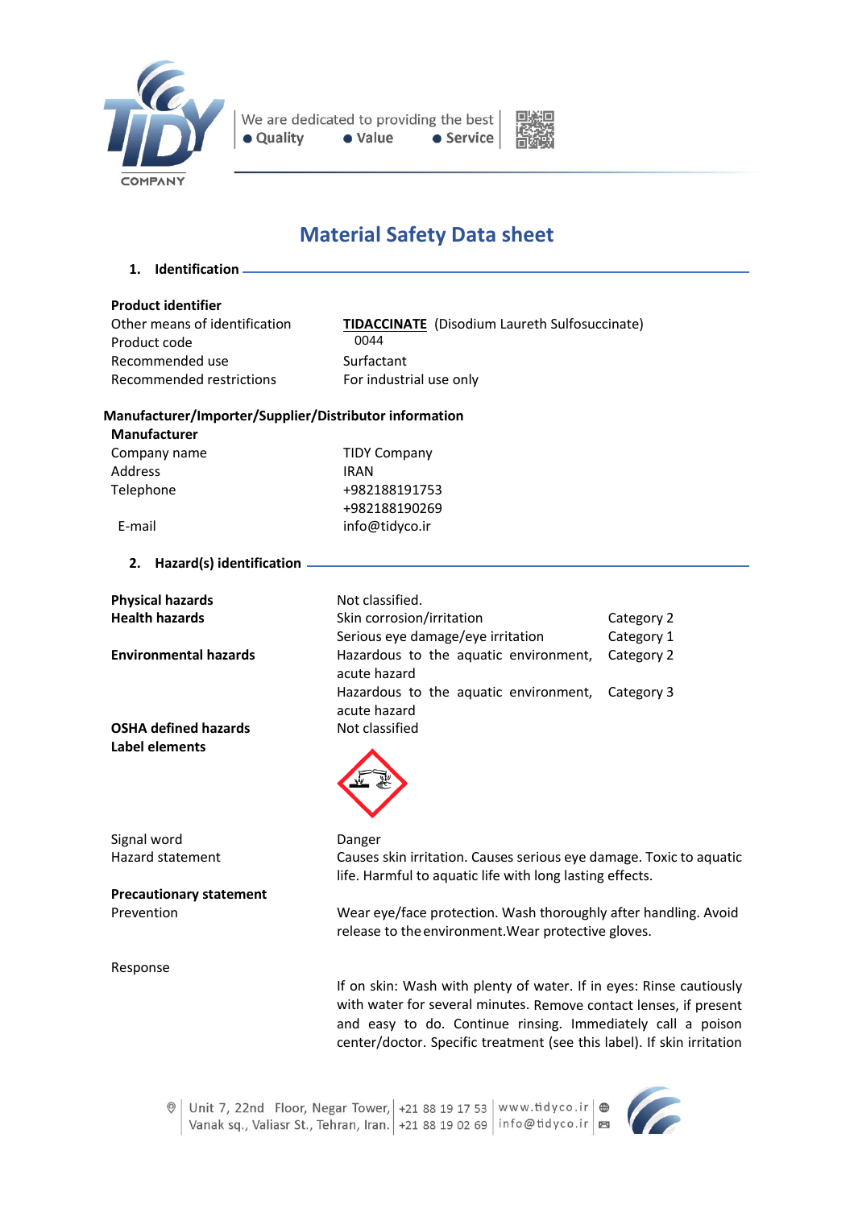# Material Safety Data sheet

## 1. Identification

**Product identifier**

| | |
|---|---|
| Other means of identification | **TIDACCINATE** (Disodium Laureth Sulfosuccinate) |
| Product code | 0044 |
| Recommended use | Surfactant |
| Recommended restrictions | For industrial use only |

**Manufacturer/Importer/Supplier/Distributor information**

**Manufacturer**

| | |
|---|---|
| Company name | TIDY Company |
| Address | IRAN |
| Telephone | +982188191753 |
| | +982188190269 |
| E-mail | info@tidyco.ir |

## 2. Hazard(s) identification

| | | |
|---|---|---|
| **Physical hazards** | Not classified. | |
| **Health hazards** | Skin corrosion/irritation | Category 2 |
| | Serious eye damage/eye irritation | Category 1 |
| **Environmental hazards** | Hazardous to the aquatic environment, acute hazard | Category 2 |
| | Hazardous to the aquatic environment, acute hazard | Category 3 |
| **OSHA defined hazards** | Not classified | |

**Label elements**

Signal word: Danger

Hazard statement: Causes skin irritation. Causes serious eye damage. Toxic to aquatic life. Harmful to aquatic life with long lasting effects.

**Precautionary statement**

Prevention: Wear eye/face protection. Wash thoroughly after handling. Avoid release to the environment. Wear protective gloves.

Response: If on skin: Wash with plenty of water. If in eyes: Rinse cautiously with water for several minutes. Remove contact lenses, if present and easy to do. Continue rinsing. Immediately call a poison center/doctor. Specific treatment (see this label). If skin irritation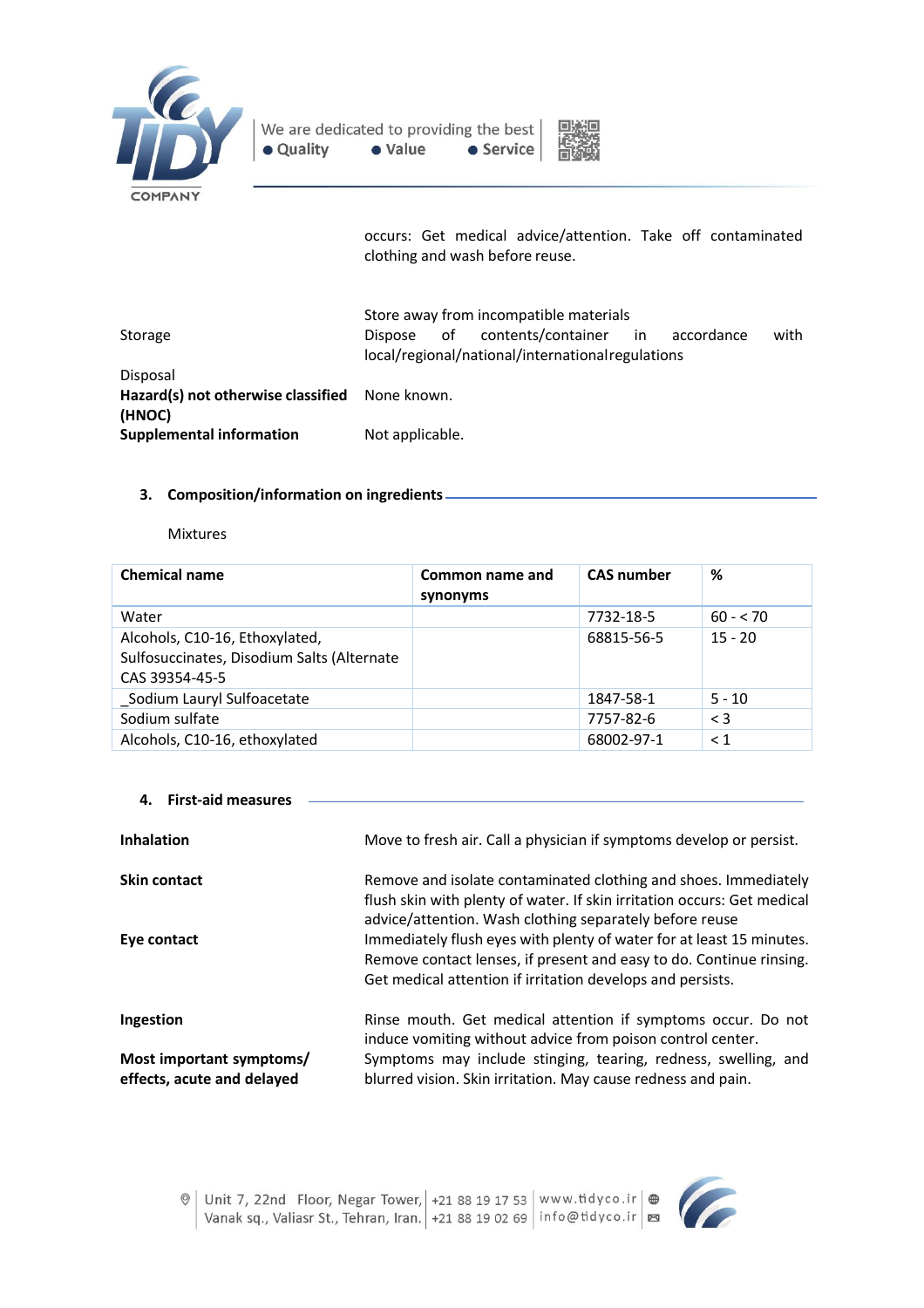occurs: Get medical advice/attention. Take off contaminated clothing and wash before reuse.

| | |
|---|---|
| Storage | Store away from incompatible materials |
| Disposal | Dispose of contents/container in accordance with local/regional/national/internationalregulations |
| **Hazard(s) not otherwise classified (HNOC)** | None known. |
| **Supplemental information** | Not applicable. |

## 3. Composition/information on ingredients

Mixtures

| Chemical name | Common name and synonyms | CAS number | % |
|---|---|---|---|
| Water | | 7732-18-5 | 60 - < 70 |
| Alcohols, C10-16, Ethoxylated, Sulfosuccinates, Disodium Salts (Alternate CAS 39354-45-5 | | 68815-56-5 | 15 - 20 |
| _Sodium Lauryl Sulfoacetate | | 1847-58-1 | 5 - 10 |
| Sodium sulfate | | 7757-82-6 | < 3 |
| Alcohols, C10-16, ethoxylated | | 68002-97-1 | < 1 |

## 4. First-aid measures

| | |
|---|---|
| **Inhalation** | Move to fresh air. Call a physician if symptoms develop or persist. |
| **Skin contact** | Remove and isolate contaminated clothing and shoes. Immediately flush skin with plenty of water. If skin irritation occurs: Get medical advice/attention. Wash clothing separately before reuse |
| **Eye contact** | Immediately flush eyes with plenty of water for at least 15 minutes. Remove contact lenses, if present and easy to do. Continue rinsing. Get medical attention if irritation develops and persists. |
| **Ingestion** | Rinse mouth. Get medical attention if symptoms occur. Do not induce vomiting without advice from poison control center. |
| **Most important symptoms/ effects, acute and delayed** | Symptoms may include stinging, tearing, redness, swelling, and blurred vision. Skin irritation. May cause redness and pain. |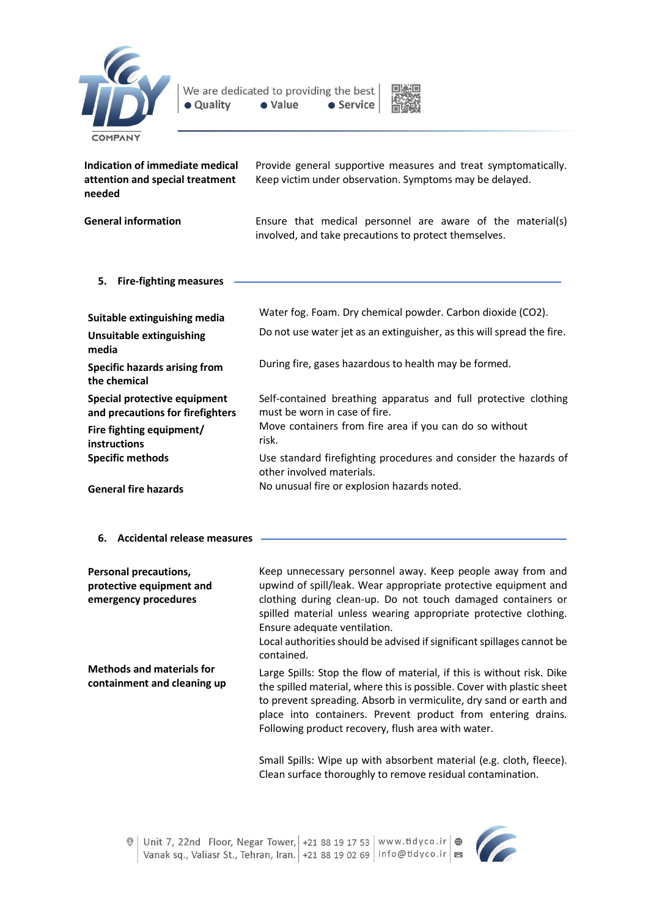| | |
|---|---|
| **Indication of immediate medical attention and special treatment needed** | Provide general supportive measures and treat symptomatically. Keep victim under observation. Symptoms may be delayed. |
| **General information** | Ensure that medical personnel are aware of the material(s) involved, and take precautions to protect themselves. |

## 5. Fire-fighting measures

| | |
|---|---|
| **Suitable extinguishing media** | Water fog. Foam. Dry chemical powder. Carbon dioxide ($CO_2$). |
| **Unsuitable extinguishing media** | Do not use water jet as an extinguisher, as this will spread the fire. |
| **Specific hazards arising from the chemical** | During fire, gases hazardous to health may be formed. |
| **Special protective equipment and precautions for firefighters** | Self-contained breathing apparatus and full protective clothing must be worn in case of fire. |
| **Fire fighting equipment/ instructions** | Move containers from fire area if you can do so without risk. |
| **Specific methods** | Use standard firefighting procedures and consider the hazards of other involved materials. |
| **General fire hazards** | No unusual fire or explosion hazards noted. |

## 6. Accidental release measures

| | |
|---|---|
| **Personal precautions, protective equipment and emergency procedures** | Keep unnecessary personnel away. Keep people away from and upwind of spill/leak. Wear appropriate protective equipment and clothing during clean-up. Do not touch damaged containers or spilled material unless wearing appropriate protective clothing. Ensure adequate ventilation.<br>Local authorities should be advised if significant spillages cannot be contained. |
| **Methods and materials for containment and cleaning up** | Large Spills: Stop the flow of material, if this is without risk. Dike the spilled material, where this is possible. Cover with plastic sheet to prevent spreading. Absorb in vermiculite, dry sand or earth and place into containers. Prevent product from entering drains. Following product recovery, flush area with water.<br><br>Small Spills: Wipe up with absorbent material (e.g. cloth, fleece). Clean surface thoroughly to remove residual contamination. |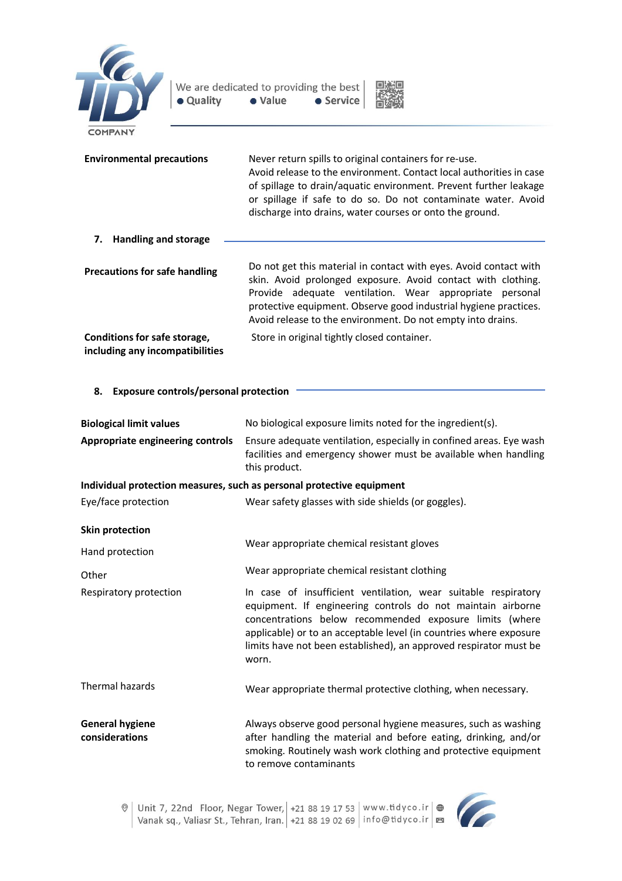**Environmental precautions**

Never return spills to original containers for re-use. Avoid release to the environment. Contact local authorities in case of spillage to drain/aquatic environment. Prevent further leakage or spillage if safe to do so. Do not contaminate water. Avoid discharge into drains, water courses or onto the ground.

## 7. Handling and storage

**Precautions for safe handling**

Do not get this material in contact with eyes. Avoid contact with skin. Avoid prolonged exposure. Avoid contact with clothing. Provide adequate ventilation. Wear appropriate personal protective equipment. Observe good industrial hygiene practices. Avoid release to the environment. Do not empty into drains.

**Conditions for safe storage, including any incompatibilities**

Store in original tightly closed container.

## 8. Exposure controls/personal protection

**Biological limit values**

No biological exposure limits noted for the ingredient(s).

**Appropriate engineering controls**

Ensure adequate ventilation, especially in confined areas. Eye wash facilities and emergency shower must be available when handling this product.

**Individual protection measures, such as personal protective equipment**

Eye/face protection

Wear safety glasses with side shields (or goggles).

**Skin protection**

Hand protection

Wear appropriate chemical resistant gloves

Other

Wear appropriate chemical resistant clothing

Respiratory protection

In case of insufficient ventilation, wear suitable respiratory equipment. If engineering controls do not maintain airborne concentrations below recommended exposure limits (where applicable) or to an acceptable level (in countries where exposure limits have not been established), an approved respirator must be worn.

Thermal hazards

Wear appropriate thermal protective clothing, when necessary.

**General hygiene considerations**

Always observe good personal hygiene measures, such as washing after handling the material and before eating, drinking, and/or smoking. Routinely wash work clothing and protective equipment to remove contaminants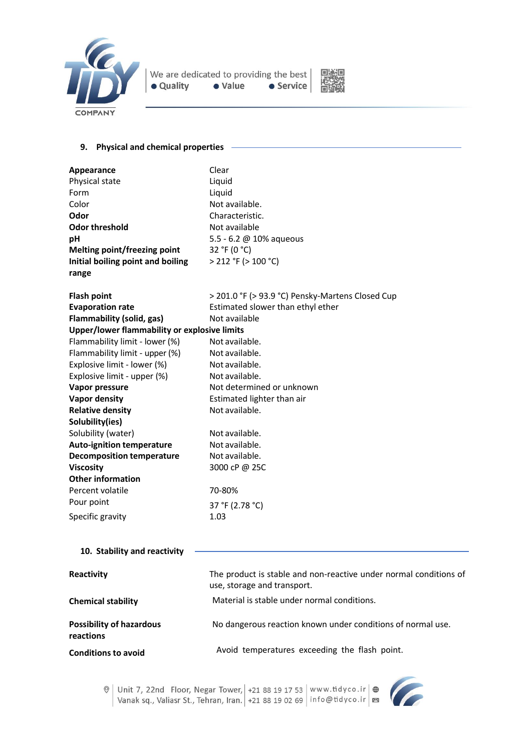## 9. Physical and chemical properties

| | |
|---|---|
| **Appearance** | Clear |
| Physical state | Liquid |
| Form | Liquid |
| Color | Not available. |
| **Odor** | Characteristic. |
| **Odor threshold** | Not available |
| **pH** | 5.5 - 6.2 @ 10% aqueous |
| **Melting point/freezing point** | 32 °F (0 °C) |
| **Initial boiling point and boiling range** | > 212 °F (> 100 °C) |
| **Flash point** | > 201.0 °F (> 93.9 °C) Pensky-Martens Closed Cup |
| **Evaporation rate** | Estimated slower than ethyl ether |
| **Flammability (solid, gas)** | Not available |
| **Upper/lower flammability or explosive limits** | |
| Flammability limit - lower (%) | Not available. |
| Flammability limit - upper (%) | Not available. |
| Explosive limit - lower (%) | Not available. |
| Explosive limit - upper (%) | Not available. |
| **Vapor pressure** | Not determined or unknown |
| **Vapor density** | Estimated lighter than air |
| **Relative density** | Not available. |
| **Solubility(ies)** | |
| Solubility (water) | Not available. |
| **Auto-ignition temperature** | Not available. |
| **Decomposition temperature** | Not available. |
| **Viscosity** | 3000 cP @ 25C |
| **Other information** | |
| Percent volatile | 70-80% |
| Pour point | 37 °F (2.78 °C) |
| Specific gravity | 1.03 |

## 10. Stability and reactivity

| | |
|---|---|
| **Reactivity** | The product is stable and non-reactive under normal conditions of use, storage and transport. |
| **Chemical stability** | Material is stable under normal conditions. |
| **Possibility of hazardous reactions** | No dangerous reaction known under conditions of normal use. |
| **Conditions to avoid** | Avoid temperatures exceeding the flash point. |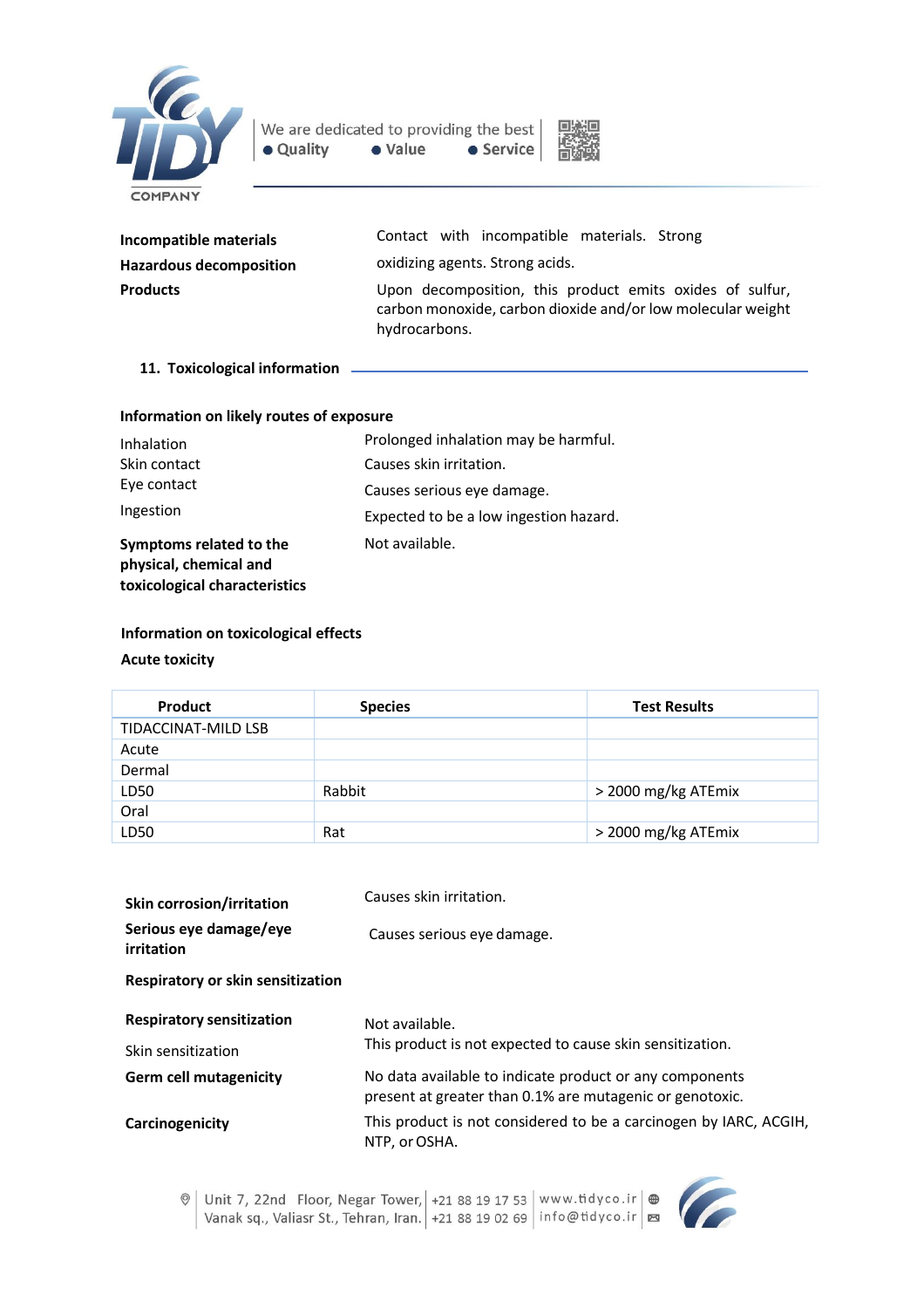**Incompatible materials**
Contact with incompatible materials. Strong oxidizing agents. Strong acids.

**Hazardous decomposition Products**
Upon decomposition, this product emits oxides of sulfur, carbon monoxide, carbon dioxide and/or low molecular weight hydrocarbons.

## 11. Toxicological information

**Information on likely routes of exposure**

| | |
|---|---|
| Inhalation | Prolonged inhalation may be harmful. |
| Skin contact | Causes skin irritation. |
| Eye contact | Causes serious eye damage. |
| Ingestion | Expected to be a low ingestion hazard. |
| **Symptoms related to the physical, chemical and toxicological characteristics** | Not available. |

**Information on toxicological effects**

**Acute toxicity**

| Product | Species | Test Results |
|---|---|---|
| TIDACCINAT-MILD LSB | | |
| Acute | | |
| Dermal | | |
| LD50 | Rabbit | > 2000 mg/kg ATEmix |
| Oral | | |
| LD50 | Rat | > 2000 mg/kg ATEmix |

**Skin corrosion/irritation**
Causes skin irritation.

**Serious eye damage/eye irritation**
Causes serious eye damage.

**Respiratory or skin sensitization**

**Respiratory sensitization**
Not available.

Skin sensitization
This product is not expected to cause skin sensitization.

**Germ cell mutagenicity**
No data available to indicate product or any components present at greater than 0.1% are mutagenic or genotoxic.

**Carcinogenicity**
This product is not considered to be a carcinogen by IARC, ACGIH, NTP, or OSHA.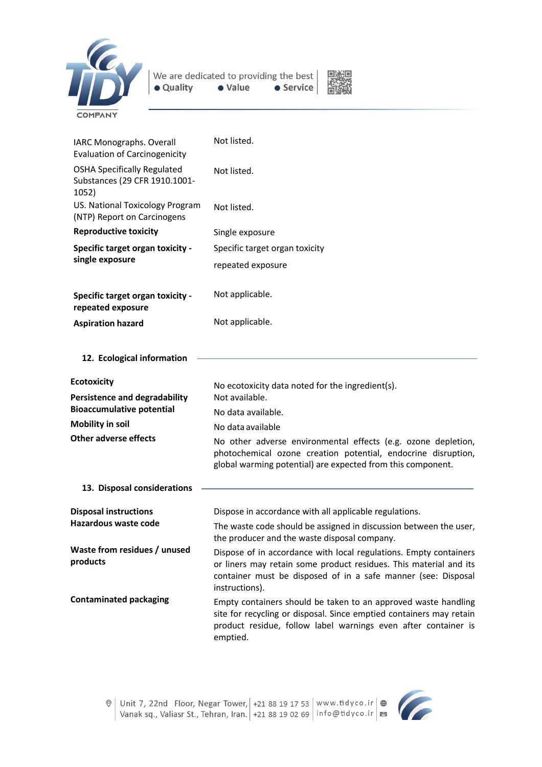| | |
|---|---|
| IARC Monographs. Overall Evaluation of Carcinogenicity | Not listed. |
| OSHA Specifically Regulated Substances (29 CFR 1910.1001-1052) | Not listed. |
| US. National Toxicology Program (NTP) Report on Carcinogens | Not listed. |
| **Reproductive toxicity** | Single exposure |
| **Specific target organ toxicity - single exposure** | Specific target organ toxicity<br>repeated exposure |
| **Specific target organ toxicity - repeated exposure** | Not applicable. |
| **Aspiration hazard** | Not applicable. |

## 12. Ecological information

| | |
|---|---|
| **Ecotoxicity** | No ecotoxicity data noted for the ingredient(s). |
| **Persistence and degradability** | Not available. |
| **Bioaccumulative potential** | No data available. |
| **Mobility in soil** | No data available |
| **Other adverse effects** | No other adverse environmental effects (e.g. ozone depletion, photochemical ozone creation potential, endocrine disruption, global warming potential) are expected from this component. |

## 13. Disposal considerations

| | |
|---|---|
| **Disposal instructions** | Dispose in accordance with all applicable regulations. |
| **Hazardous waste code** | The waste code should be assigned in discussion between the user, the producer and the waste disposal company. |
| **Waste from residues / unused products** | Dispose of in accordance with local regulations. Empty containers or liners may retain some product residues. This material and its container must be disposed of in a safe manner (see: Disposal instructions). |
| **Contaminated packaging** | Empty containers should be taken to an approved waste handling site for recycling or disposal. Since emptied containers may retain product residue, follow label warnings even after container is emptied. |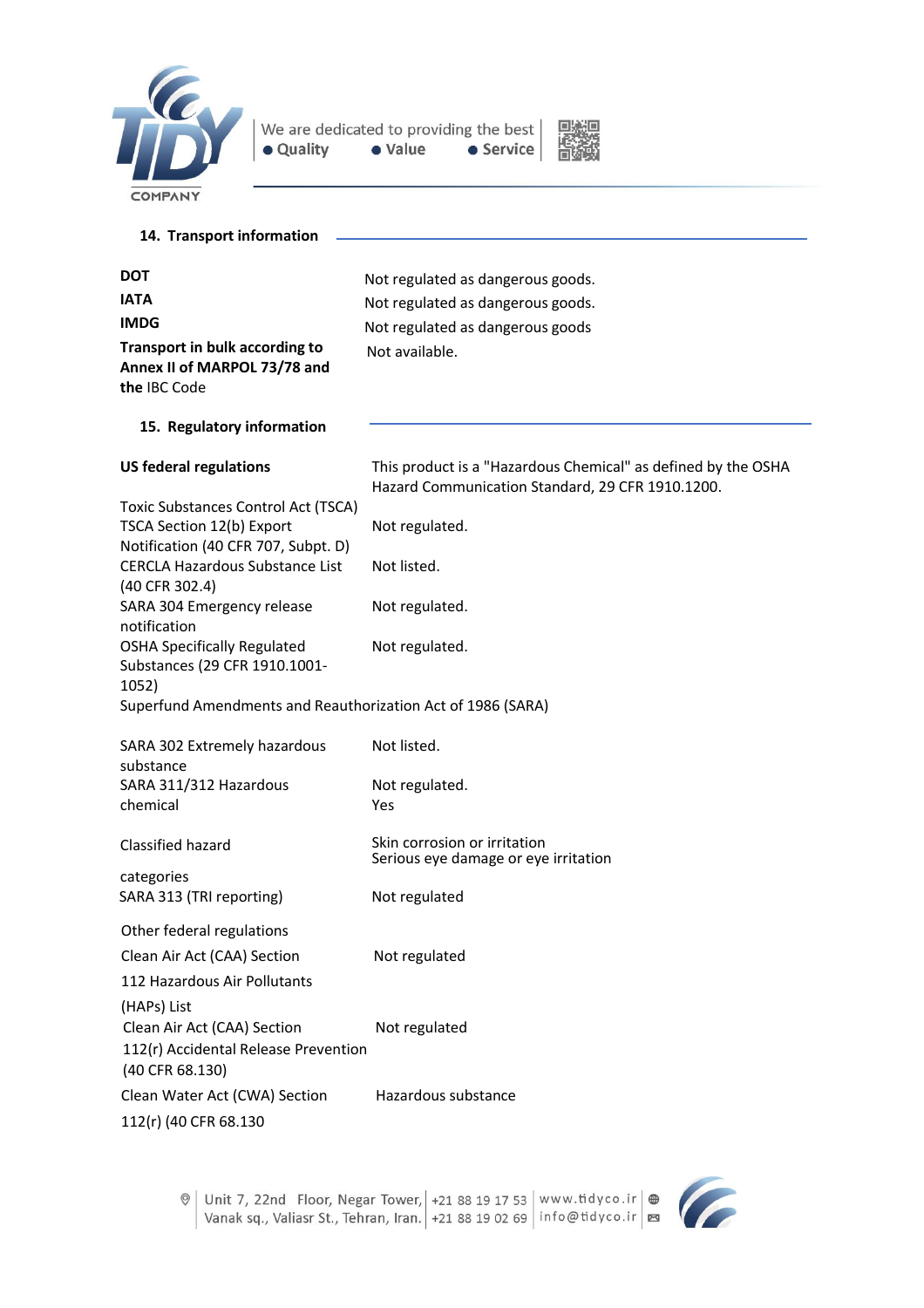## 14. Transport information

| | |
|---|---|
| **DOT** | Not regulated as dangerous goods. |
| **IATA** | Not regulated as dangerous goods. |
| **IMDG** | Not regulated as dangerous goods |
| **Transport in bulk according to Annex II of MARPOL 73/78 and the** IBC Code | Not available. |

## 15. Regulatory information

| | |
|---|---|
| **US federal regulations** | This product is a "Hazardous Chemical" as defined by the OSHA Hazard Communication Standard, 29 CFR 1910.1200. |
| Toxic Substances Control Act (TSCA) TSCA Section 12(b) Export Notification (40 CFR 707, Subpt. D) | Not regulated. |
| CERCLA Hazardous Substance List (40 CFR 302.4) | Not listed. |
| SARA 304 Emergency release notification | Not regulated. |
| OSHA Specifically Regulated Substances (29 CFR 1910.1001-1052) | Not regulated. |

Superfund Amendments and Reauthorization Act of 1986 (SARA)

| | |
|---|---|
| SARA 302 Extremely hazardous substance | Not listed. |
| SARA 311/312 Hazardous chemical | Not regulated.<br>Yes |
| Classified hazard categories | Skin corrosion or irritation<br>Serious eye damage or eye irritation |
| SARA 313 (TRI reporting) | Not regulated |

Other federal regulations

| | |
|---|---|
| Clean Air Act (CAA) Section 112 Hazardous Air Pollutants (HAPs) List | Not regulated |
| Clean Air Act (CAA) Section 112(r) Accidental Release Prevention (40 CFR 68.130) | Not regulated |
| Clean Water Act (CWA) Section 112(r) (40 CFR 68.130 | Hazardous substance |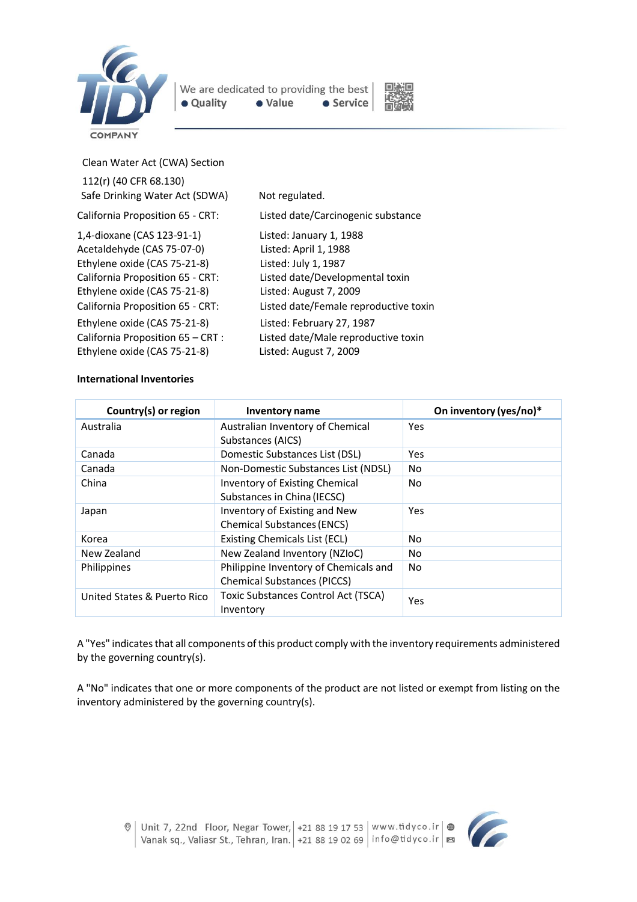Clean Water Act (CWA) Section 112(r) (40 CFR 68.130)

| | |
|---|---|
| Safe Drinking Water Act (SDWA) | Not regulated. |
| California Proposition 65 - CRT: | Listed date/Carcinogenic substance |
| 1,4-dioxane (CAS 123-91-1) | Listed: January 1, 1988 |
| Acetaldehyde (CAS 75-07-0) | Listed: April 1, 1988 |
| Ethylene oxide (CAS 75-21-8) | Listed: July 1, 1987 |
| California Proposition 65 - CRT: | Listed date/Developmental toxin |
| Ethylene oxide (CAS 75-21-8) | Listed: August 7, 2009 |
| California Proposition 65 - CRT: | Listed date/Female reproductive toxin |
| Ethylene oxide (CAS 75-21-8) | Listed: February 27, 1987 |
| California Proposition 65 – CRT : | Listed date/Male reproductive toxin |
| Ethylene oxide (CAS 75-21-8) | Listed: August 7, 2009 |

**International Inventories**

| Country(s) or region | Inventory name | On inventory (yes/no)* |
|---|---|---|
| Australia | Australian Inventory of Chemical Substances (AICS) | Yes |
| Canada | Domestic Substances List (DSL) | Yes |
| Canada | Non-Domestic Substances List (NDSL) | No |
| China | Inventory of Existing Chemical Substances in China (IECSC) | No |
| Japan | Inventory of Existing and New Chemical Substances (ENCS) | Yes |
| Korea | Existing Chemicals List (ECL) | No |
| New Zealand | New Zealand Inventory (NZIoC) | No |
| Philippines | Philippine Inventory of Chemicals and Chemical Substances (PICCS) | No |
| United States & Puerto Rico | Toxic Substances Control Act (TSCA) Inventory | Yes |

A "Yes" indicates that all components of this product comply with the inventory requirements administered by the governing country(s).

A "No" indicates that one or more components of the product are not listed or exempt from listing on the inventory administered by the governing country(s).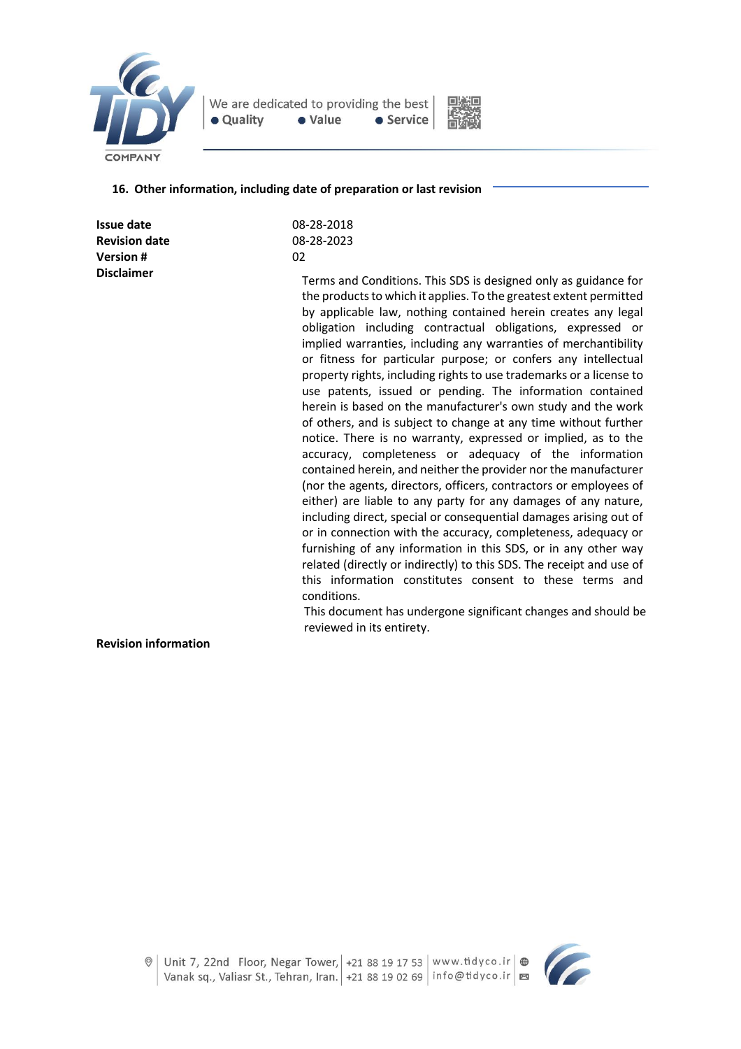## 16. Other information, including date of preparation or last revision

| | |
|---|---|
| **Issue date** | 08-28-2018 |
| **Revision date** | 08-28-2023 |
| **Version #** | 02 |
| **Disclaimer** | Terms and Conditions. This SDS is designed only as guidance for the products to which it applies. To the greatest extent permitted by applicable law, nothing contained herein creates any legal obligation including contractual obligations, expressed or implied warranties, including any warranties of merchantibility or fitness for particular purpose; or confers any intellectual property rights, including rights to use trademarks or a license to use patents, issued or pending. The information contained herein is based on the manufacturer's own study and the work of others, and is subject to change at any time without further notice. There is no warranty, expressed or implied, as to the accuracy, completeness or adequacy of the information contained herein, and neither the provider nor the manufacturer (nor the agents, directors, officers, contractors or employees of either) are liable to any party for any damages of any nature, including direct, special or consequential damages arising out of or in connection with the accuracy, completeness, adequacy or furnishing of any information in this SDS, or in any other way related (directly or indirectly) to this SDS. The receipt and use of this information constitutes consent to these terms and conditions. This document has undergone significant changes and should be reviewed in its entirety. |
| **Revision information** | |